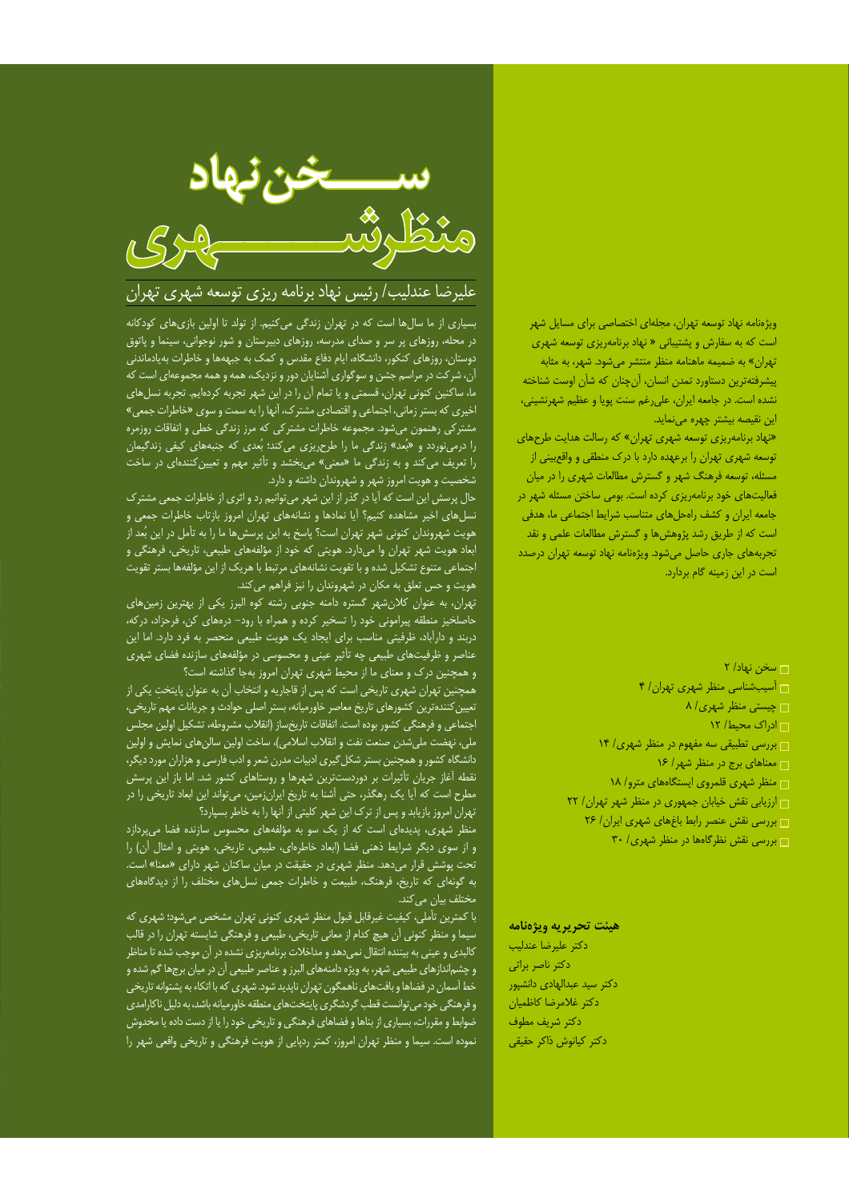# سخن نهاد منظر شهری

علیرضا عندلیب/ رئیس نهاد برنامه ریزی توسعه شهری تهران

بسیاری از ما سال‌ها است که در تهران زندگی می‌کنیم. از تولد تا اولین بازی‌های کودکانه در محله، روزهای پر سر و صدای مدرسه، روزهای دبیرستان و شور نوجوانی، سینما و پاتوق دوستان، روزهای کنکور، دانشگاه، ایام دفاع مقدس و کمک به جبهه‌ها و خاطرات به‌یادماندنی آن، شرکت در مراسم جشن و سوگواری آشنایان دور و نزدیک، همه و همه مجموعه‌ای است که ما، ساکنین کنونی تهران، قسمتی و یا تمام آن را در این شهر تجربه کرده‌ایم. تجربه نسل‌های اخیری که بستر زمانی، اجتماعی و اقتصادی مشترک، آنها را به سمت و سوی «خاطرات جمعی» مشترکی رهنمون می‌شود. مجموعه خاطرات مشترکی که مرز زندگی خطی و اتفاقات روزمره را درمی‌نوردد و «بُعد» زندگی ما را طرح‌ریزی می‌کند؛ بُعدی که جنبه‌های کیفی زندگیمان را تعریف می‌کند و به زندگی ما «معنی» می‌بخشد و تأثیر مهم و تعیین‌کننده‌ای در ساخت شخصیت و هویت امروز شهر و شهروندان داشته و دارد.

حال پرسش این است که آیا در گذر از این شهر می‌توانیم رد و اثری از خاطرات جمعی مشترک نسل‌های اخیر مشاهده کنیم؟ آیا نمادها و نشانه‌های تهران امروز بازتاب خاطرات جمعی و هویت شهروندان کنونی شهر تهران است؟ پاسخ به این پرسش‌ها ما را به تأمل در این بُعد از ابعاد هویت شهر تهران وا می‌دارد. هویتی که خود از مؤلفه‌های طبیعی، تاریخی، فرهنگی و اجتماعی متنوع تشکیل شده و با تقویت نشانه‌های مرتبط با هریک از این مؤلفه‌ها بستر تقویت هویت و حس تعلق به مکان در شهروندان را نیز فراهم می‌کند.

تهران، به عنوان کلان‌شهر گسترده دامنه جنوبی رشته کوه البرز یکی از بهترین زمین‌های حاصلخیز منطقه پیرامونی خود را تسخیر کرده و همراه با رود- دره‌های کن، فرحزاد، درکه، دربند و دارآباد، ظرفیتی مناسب برای ایجاد یک هویت طبیعی منحصر به فرد دارد. اما این عناصر و ظرفیت‌های طبیعی چه تأثیر عینی و محسوسی در مؤلفه‌های سازنده فضای شهری و همچنین درک و معنای ما از محیط شهری تهران امروز به‌جا گذاشته است؟

همچنین تهران شهری تاریخی است که پس از قاجاریه و انتخاب آن به عنوان پایتخت یکی از تعیین‌کننده‌ترین کشورهای تاریخ معاصر خاورمیانه، بستر اصلی حوادث و جریانات مهم تاریخی، اجتماعی و فرهنگی کشور بوده است. اتفاقات تاریخ‌ساز (انقلاب مشروطه، تشکیل اولین مجلس ملی، نهضت ملی‌شدن صنعت نفت و انقلاب اسلامی)، ساخت اولین سالن‌های نمایش و اولین دانشگاه کشور و همچنین بستر شکل‌گیری ادبیات مدرن شعر و ادب فارسی و هزاران مورد دیگر، نقطه آغاز جریان تأثیرات بر دوردست‌ترین شهرها و روستاهای کشور شد. اما باز این پرسش مطرح است که آیا یک رهگذر، حتی آشنا به تاریخ ایران‌زمین، می‌تواند این ابعاد تاریخی را در تهران امروز بازیابد و پس از ترک این شهر کلیتی از آنها را به خاطر بسپارد؟

منظر شهری، پدیده‌ای است که از یک سو به مؤلفه‌های محسوس سازنده فضا می‌پردازد و از سوی دیگر شرایط ذهنی فضا (ابعاد خاطره‌ای، طبیعی، تاریخی، هویتی و امثال آن) را تحت پوشش قرار می‌دهد. منظر شهری در حقیقت در میان ساکنان شهر دارای «معنا» است. به گونه‌ای که تاریخ، فرهنگ، طبیعت و خاطرات جمعی نسل‌های مختلف را از دیدگاه‌های مختلف بیان می‌کند.

با کمترین تأملی، کیفیت غیرقابل قبول منظر شهری کنونی تهران مشخص می‌شود؛ شهری که سیما و منظر کنونی آن هیچ کدام از معانی تاریخی، طبیعی و فرهنگی شایسته تهران را در قالب کالبدی و عینی به بیننده انتقال نمی‌دهد و مداخلات برنامه‌ریزی نشده در آن موجب شده تا مناظر و چشم‌اندازهای طبیعی شهر، به ویژه دامنه‌های البرز و عناصر طبیعی آن در میان برج‌ها گم شده و خط آسمان در فضاها و بافت‌های ناهمگون تهران ناپدید شود. شهری که با اتکاء به پشتوانه تاریخی و فرهنگی خود می‌توانست قطب گردشگری پایتخت‌های منطقه خاورمیانه باشد، به دلیل ناکارامدی ضوابط و مقررات، بسیاری از بناها و فضاهای فرهنگی و تاریخی خود را یا از دست داده یا مخدوش نموده است. سیما و منظر تهران امروز، کمتر ردپایی از هویت فرهنگی و تاریخی واقعی شهر را

---

ویژه‌نامه نهاد توسعه تهران، مجله‌ای اختصاصی برای مسایل شهر است که به سفارش و پشتیبانی « نهاد برنامه‌ریزی توسعه شهری تهران» به ضمیمه ماهنامه منظر منتشر می‌شود. شهر، به مثابه پیشرفته‌ترین دستاورد تمدن انسان، آن‌چنان که شأن اوست شناخته نشده است. در جامعه ایران، علی‌رغم سنت پویا و عظیم شهرنشینی، این نقیصه بیشتر چهره می‌نماید.

«نهاد برنامه‌ریزی توسعه شهری تهران» که رسالت هدایت طرح‌های توسعه شهری تهران را برعهده دارد با درک منطقی و واقع‌بینی از مسئله، توسعه فرهنگ شهر و گسترش مطالعات شهری را در میان فعالیت‌های خود برنامه‌ریزی کرده است. بومی ساختن مسئله شهر در جامعه ایران و کشف راه‌حل‌های متناسب شرایط اجتماعی ما، هدفی است که از طریق رشد پژوهش‌ها و گسترش مطالعات علمی و نقد تجربه‌های جاری حاصل می‌شود. ویژه‌نامه نهاد توسعه تهران درصدد است در این زمینه گام بردارد.

- سخن نهاد/ ۲
- آسیب‌شناسی منظر شهری تهران/ ۴
- چیستی منظر شهری/ ۸
- ادراک محیط/ ۱۲
- بررسی تطبیقی سه مفهوم در منظر شهری/ ۱۴
- معناهای برج در منظر شهر/ ۱۶
- منظر شهری قلمروی ایستگاه‌های مترو/ ۱۸
- ارزیابی نقش خیابان جمهوری در منظر شهر تهران/ ۲۲
- بررسی نقش عنصر رابط باغ‌های شهری ایران/ ۲۶
- بررسی نقش نظرگاه‌ها در منظر شهری/ ۳۰

**هیئت تحریریه ویژه‌نامه**

دکتر علیرضا عندلیب
دکتر ناصر براتی
دکتر سید عبدالهادی دانشپور
دکتر غلامرضا کاظمیان
دکتر شریف مطوف
دکتر کیانوش ذاکر حقیقی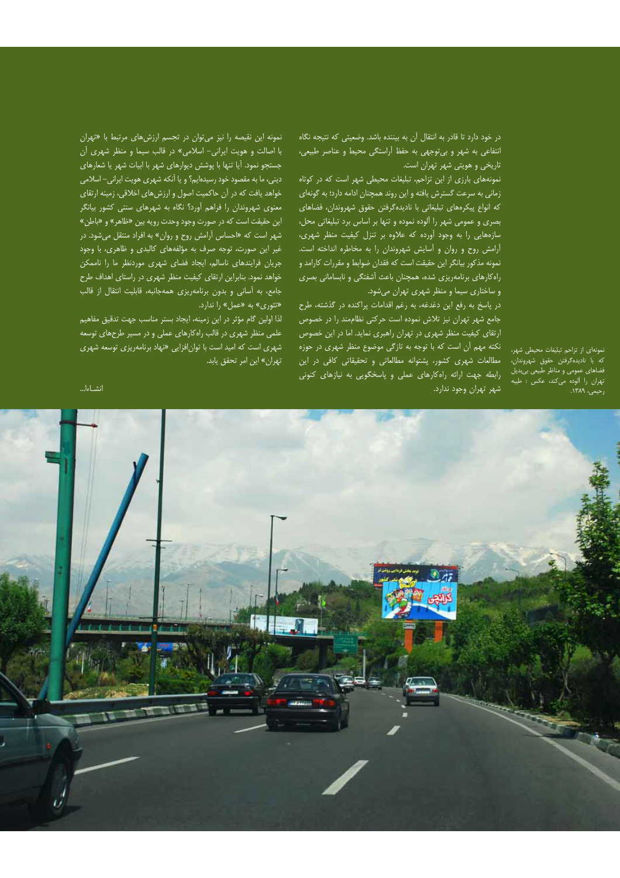در خود دارد تا قادر به انتقال آن به بیننده باشد. وضعیتی که نتیجه نگاه انتفاعی به شهر و بی‌توجهی به حفظ آراستگی محیط و عناصر طبیعی، تاریخی و هویتی شهر تهران است.

نمونه‌های بارزی از این تزاحم، تبلیغات محیطی شهر است که در کوتاه زمانی به سرعت گسترش یافته و این روند همچنان ادامه دارد؛ به گونه‌ای که انواع پیکره‌های تبلیغاتی با نادیده‌گرفتن حقوق شهروندان، فضاهای بصری و عمومی شهر را آلوده نموده و تنها بر اساس برد تبلیغاتی محل، سازه‌هایی را به وجود آورده که علاوه بر تنزل کیفیت منظر شهری، آرامش روح و روان و آسایش شهروندان را به مخاطره انداخته است. نمونه مذکور بیانگر این حقیقت است که فقدان ضوابط و مقررات کارامد و راه‌کارهای برنامه‌ریزی شده، همچنان باعث آشفتگی و نابسامانی بصری و ساختاری سیما و منظر شهری تهران می‌شود.

در پاسخ به رفع این دغدغه، به رغم اقدامات پراکنده در گذشته، طرح جامع شهر تهران نیز تلاش نموده است حرکتی نظام‌مند را در خصوص ارتقای کیفیت منظر شهری در تهران راهبری نماید. اما در این خصوص نکته مهم آن است که با توجه به تازگی موضوع منظر شهری در حوزه مطالعات شهری کشور، پشتوانه مطالعاتی و تحقیقاتی کافی در این رابطه جهت ارائه راه‌کارهای عملی و پاسخگویی به نیازهای کنونی شهر تهران وجود ندارد.

نمونه این نقیصه را نیز می‌توان در تجسم ارزش‌های مرتبط با «تهران با اصالت و هویت ایرانی– اسلامی» در قالب سیما و منظر شهری آن جستجو نمود. آیا تنها با پوشش دیوارهای شهر با ابیات شعر یا شعارهای دینی، ما به مقصود خود رسیده‌ایم؟ و یا آنکه شهری هویت ایرانی– اسلامی خواهد یافت که در آن حاکمیت اصول و ارزش‌های اخلاقی، زمینه ارتقای معنوی شهروندان را فراهم آورد؟ نگاه به شهرهای سنتی کشور بیانگر این حقیقت است که در صورت وجود وحدت رویه بین «ظاهر» و «باطن» شهر است که «احساس آرامش روح و روان» به افراد منتقل می‌شود. در غیر این صورت، توجه صرف به مؤلفه‌های کالبدی و ظاهری، با وجود جریان فرایندهای ناسالم، ایجاد فضای شهری موردنظر ما را ناممکن خواهد نمود. بنابراین ارتقای کیفیت منظر شهری در راستای اهداف طرح جامع، به آسانی و بدون برنامه‌ریزی همه‌جانبه، قابلیت انتقال از قالب «تئوری» به «عمل» را ندارد.

لذا اولین گام مؤثر در این زمینه، ایجاد بستر مناسب جهت تدقیق مفاهیم علمی منظر شهری در قالب راه‌کارهای عملی و در مسیر طرح‌های توسعه شهری است که امید است با توان‌افزایی «نهاد برنامه‌ریزی توسعه شهری تهران» این امر تحقق یابد.

انشاءا...

نمونه‌ای از تزاحم تبلیغات محیطی شهر، که با نادیده‌گرفتن حقوق شهروندان، فضاهای عمومی و مناظر طبیعی بی‌بدیل تهران را آلوده می‌کند. عکس : طیبه رحیمی، ۱۳۸۹.